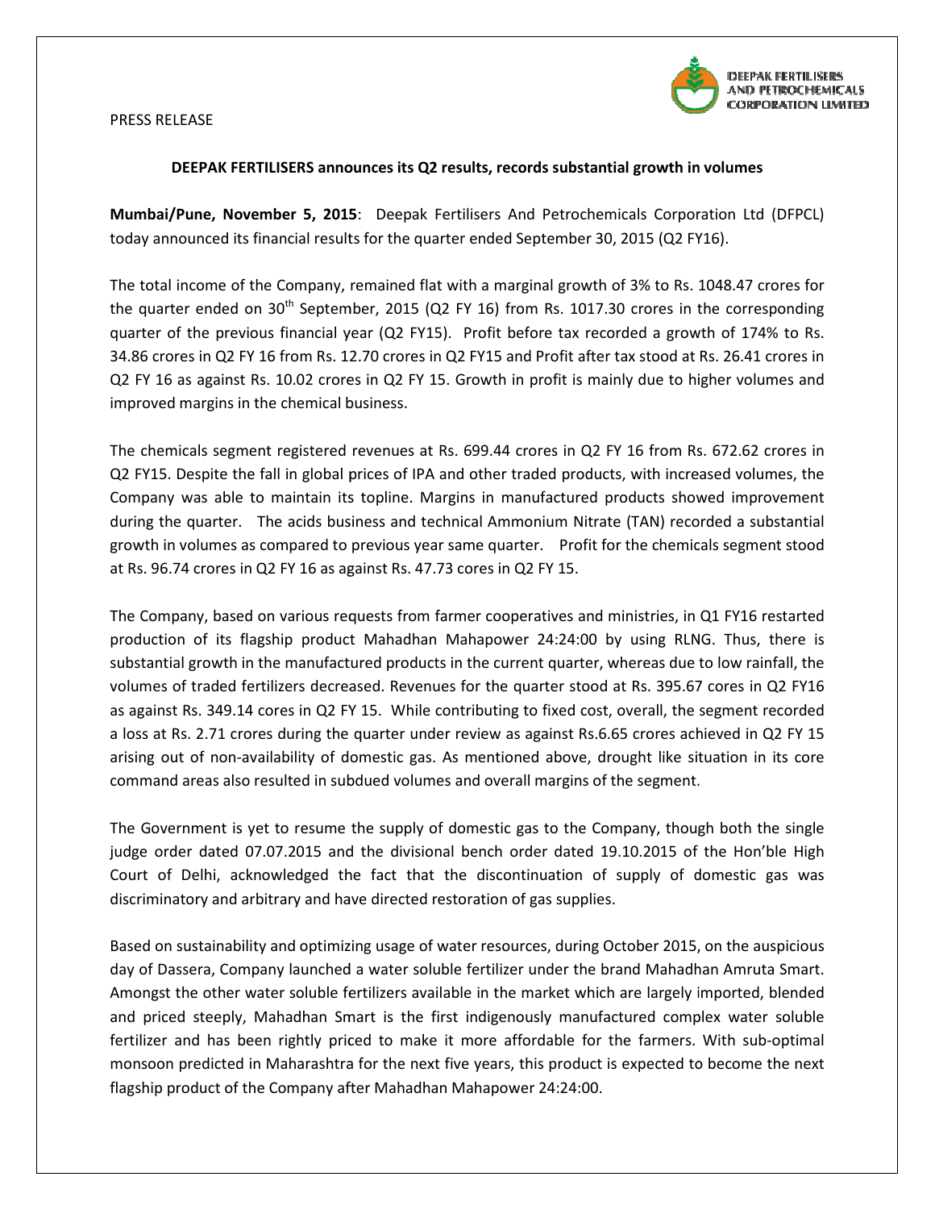PRESS RELEASE

**DEEPAK FERTILISERS announces its Q2 results, records substantial growth in volumes**

**Mumbai/Pune, November 5, 2015**: Deepak Fertilisers And Petrochemicals Corporation Ltd (DFPCL) today announced its financial results for the quarter ended September 30, 2015 (Q2 FY16).

The total income of the Company, remained flat with a marginal growth of 3% to Rs. 1048.47 crores for the quarter ended on 30th September, 2015 (Q2 FY 16) from Rs. 1017.30 crores in the corresponding quarter of the previous financial year (Q2 FY15). Profit before tax recorded a growth of 174% to Rs. 34.86 crores in Q2 FY 16 from Rs. 12.70 crores in Q2 FY15 and Profit after tax stood at Rs. 26.41 crores in Q2 FY 16 as against Rs. 10.02 crores in Q2 FY 15. Growth in profit is mainly due to higher volumes and improved margins in the chemical business.

The chemicals segment registered revenues at Rs. 699.44 crores in Q2 FY 16 from Rs. 672.62 crores in Q2 FY15. Despite the fall in global prices of IPA and other traded products, with increased volumes, the Company was able to maintain its topline. Margins in manufactured products showed improvement during the quarter. The acids business and technical Ammonium Nitrate (TAN) recorded a substantial growth in volumes as compared to previous year same quarter. Profit for the chemicals segment stood at Rs. 96.74 crores in Q2 FY 16 as against Rs. 47.73 cores in Q2 FY 15.

The Company, based on various requests from farmer cooperatives and ministries, in Q1 FY16 restarted production of its flagship product Mahadhan Mahapower 24:24:00 by using RLNG. Thus, there is substantial growth in the manufactured products in the current quarter, whereas due to low rainfall, the volumes of traded fertilizers decreased. Revenues for the quarter stood at Rs. 395.67 cores in Q2 FY16 as against Rs. 349.14 cores in Q2 FY 15. While contributing to fixed cost, overall, the segment recorded a loss at Rs. 2.71 crores during the quarter under review as against Rs.6.65 crores achieved in Q2 FY 15 arising out of non-availability of domestic gas. As mentioned above, drought like situation in its core command areas also resulted in subdued volumes and overall margins of the segment.

The Government is yet to resume the supply of domestic gas to the Company, though both the single judge order dated 07.07.2015 and the divisional bench order dated 19.10.2015 of the Hon'ble High Court of Delhi, acknowledged the fact that the discontinuation of supply of domestic gas was discriminatory and arbitrary and have directed restoration of gas supplies.

Based on sustainability and optimizing usage of water resources, during October 2015, on the auspicious day of Dassera, Company launched a water soluble fertilizer under the brand Mahadhan Amruta Smart. Amongst the other water soluble fertilizers available in the market which are largely imported, blended and priced steeply, Mahadhan Smart is the first indigenously manufactured complex water soluble fertilizer and has been rightly priced to make it more affordable for the farmers. With sub-optimal monsoon predicted in Maharashtra for the next five years, this product is expected to become the next flagship product of the Company after Mahadhan Mahapower 24:24:00.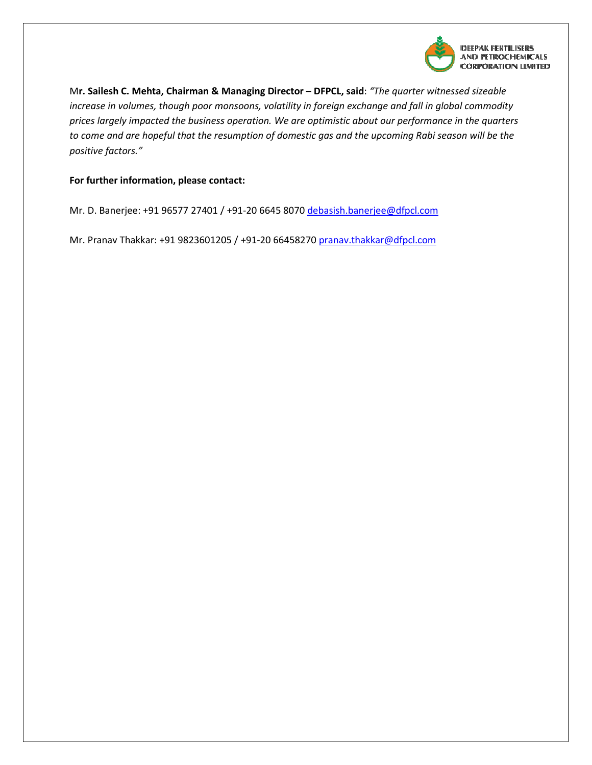M**r. Sailesh C. Mehta, Chairman & Managing Director – DFPCL, said**: *"The quarter witnessed sizeable increase in volumes, though poor monsoons, volatility in foreign exchange and fall in global commodity prices largely impacted the business operation. We are optimistic about our performance in the quarters to come and are hopeful that the resumption of domestic gas and the upcoming Rabi season will be the positive factors."*

**For further information, please contact:**

Mr. D. Banerjee: +91 96577 27401 / +91-20 6645 8070 debasish.banerjee@dfpcl.com

Mr. Pranav Thakkar: +91 9823601205 / +91-20 66458270 pranav.thakkar@dfpcl.com